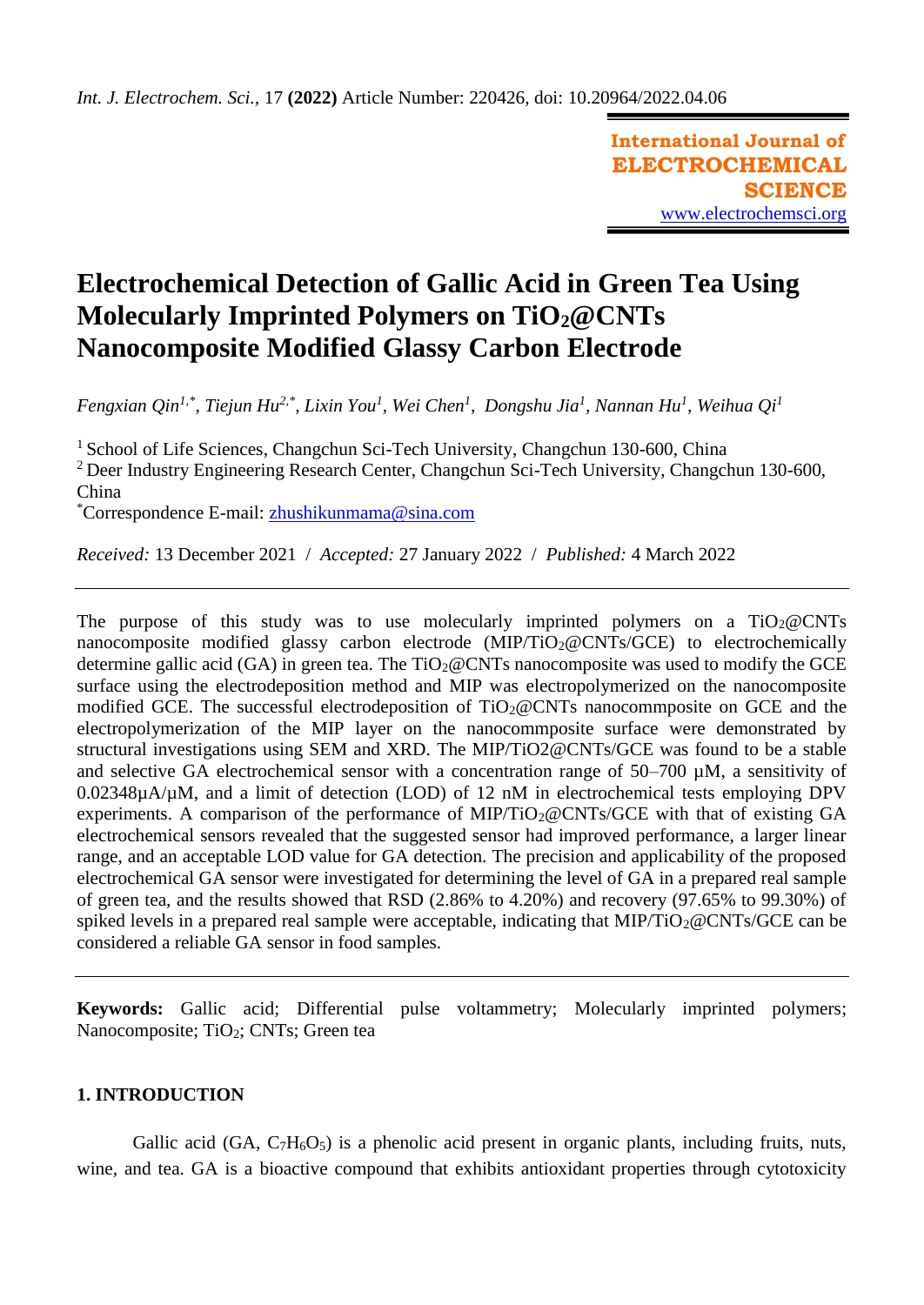**International Journal of ELECTROCHEMICAL SCIENCE**
www.electrochemsci.org

# Electrochemical Detection of Gallic Acid in Green Tea Using Molecularly Imprinted Polymers on $TiO_2$@CNTs Nanocomposite Modified Glassy Carbon Electrode

*Fengxian Qin*[1,*], *Tiejun Hu*[2,*], *Lixin You*[1], *Wei Chen*[1], *Dongshu Jia*[1], *Nannan Hu*[1], *Weihua Qi*[1]

[1] School of Life Sciences, Changchun Sci-Tech University, Changchun 130-600, China
[2] Deer Industry Engineering Research Center, Changchun Sci-Tech University, Changchun 130-600, China
[*]Correspondence E-mail: zhushikunmama@sina.com

*Received:* 13 December 2021 / *Accepted:* 27 January 2022 / *Published:* 4 March 2022

The purpose of this study was to use molecularly imprinted polymers on a $TiO_2$@CNTs nanocomposite modified glassy carbon electrode (MIP/$TiO_2$@CNTs/GCE) to electrochemically determine gallic acid (GA) in green tea. The $TiO_2$@CNTs nanocomposite was used to modify the GCE surface using the electrodeposition method and MIP was electropolymerized on the nanocomposite modified GCE. The successful electrodeposition of $TiO_2$@CNTs nanocommposite on GCE and the electropolymerization of the MIP layer on the nanocommposite surface were demonstrated by structural investigations using SEM and XRD. The MIP/TiO2@CNTs/GCE was found to be a stable and selective GA electrochemical sensor with a concentration range of 50–700 µM, a sensitivity of 0.02348µA/µM, and a limit of detection (LOD) of 12 nM in electrochemical tests employing DPV experiments. A comparison of the performance of MIP/$TiO_2$@CNTs/GCE with that of existing GA electrochemical sensors revealed that the suggested sensor had improved performance, a larger linear range, and an acceptable LOD value for GA detection. The precision and applicability of the proposed electrochemical GA sensor were investigated for determining the level of GA in a prepared real sample of green tea, and the results showed that RSD (2.86% to 4.20%) and recovery (97.65% to 99.30%) of spiked levels in a prepared real sample were acceptable, indicating that MIP/$TiO_2$@CNTs/GCE can be considered a reliable GA sensor in food samples.

**Keywords:** Gallic acid; Differential pulse voltammetry; Molecularly imprinted polymers; Nanocomposite; $TiO_2$; CNTs; Green tea

## 1. INTRODUCTION

Gallic acid (GA, $C_7H_6O_5$) is a phenolic acid present in organic plants, including fruits, nuts, wine, and tea. GA is a bioactive compound that exhibits antioxidant properties through cytotoxicity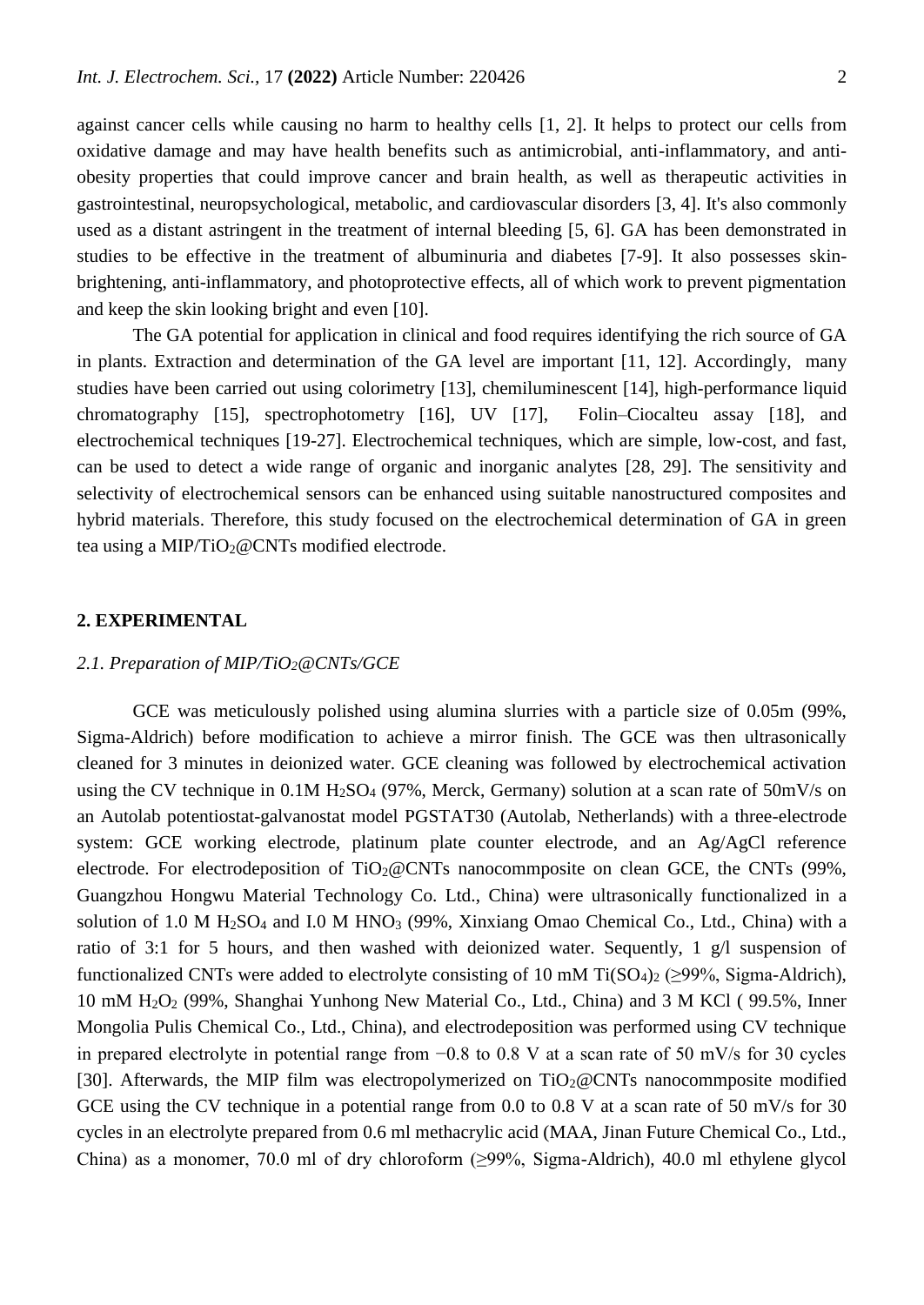against cancer cells while causing no harm to healthy cells [1, 2]. It helps to protect our cells from oxidative damage and may have health benefits such as antimicrobial, anti-inflammatory, and anti-obesity properties that could improve cancer and brain health, as well as therapeutic activities in gastrointestinal, neuropsychological, metabolic, and cardiovascular disorders [3, 4]. It's also commonly used as a distant astringent in the treatment of internal bleeding [5, 6]. GA has been demonstrated in studies to be effective in the treatment of albuminuria and diabetes [7-9]. It also possesses skin-brightening, anti-inflammatory, and photoprotective effects, all of which work to prevent pigmentation and keep the skin looking bright and even [10].

The GA potential for application in clinical and food requires identifying the rich source of GA in plants. Extraction and determination of the GA level are important [11, 12]. Accordingly, many studies have been carried out using colorimetry [13], chemiluminescent [14], high-performance liquid chromatography [15], spectrophotometry [16], UV [17], Folin–Ciocalteu assay [18], and electrochemical techniques [19-27]. Electrochemical techniques, which are simple, low-cost, and fast, can be used to detect a wide range of organic and inorganic analytes [28, 29]. The sensitivity and selectivity of electrochemical sensors can be enhanced using suitable nanostructured composites and hybrid materials. Therefore, this study focused on the electrochemical determination of GA in green tea using a MIP/$TiO_2$@CNTs modified electrode.

## 2. EXPERIMENTAL

### *2.1. Preparation of MIP/$TiO_2$@CNTs/GCE*

GCE was meticulously polished using alumina slurries with a particle size of 0.05m (99%, Sigma-Aldrich) before modification to achieve a mirror finish. The GCE was then ultrasonically cleaned for 3 minutes in deionized water. GCE cleaning was followed by electrochemical activation using the CV technique in 0.1M $H_2SO_4$ (97%, Merck, Germany) solution at a scan rate of 50mV/s on an Autolab potentiostat-galvanostat model PGSTAT30 (Autolab, Netherlands) with a three-electrode system: GCE working electrode, platinum plate counter electrode, and an Ag/AgCl reference electrode. For electrodeposition of $TiO_2$@CNTs nanocommposite on clean GCE, the CNTs (99%, Guangzhou Hongwu Material Technology Co. Ltd., China) were ultrasonically functionalized in a solution of 1.0 M $H_2SO_4$ and I.0 M $HNO_3$ (99%, Xinxiang Omao Chemical Co., Ltd., China) with a ratio of 3:1 for 5 hours, and then washed with deionized water. Sequently, 1 g/l suspension of functionalized CNTs were added to electrolyte consisting of 10 mM $Ti(SO_4)_2$ (≥99%, Sigma-Aldrich), 10 mM $H_2O_2$ (99%, Shanghai Yunhong New Material Co., Ltd., China) and 3 M KCl ( 99.5%, Inner Mongolia Pulis Chemical Co., Ltd., China), and electrodeposition was performed using CV technique in prepared electrolyte in potential range from −0.8 to 0.8 V at a scan rate of 50 mV/s for 30 cycles [30]. Afterwards, the MIP film was electropolymerized on $TiO_2$@CNTs nanocommposite modified GCE using the CV technique in a potential range from 0.0 to 0.8 V at a scan rate of 50 mV/s for 30 cycles in an electrolyte prepared from 0.6 ml methacrylic acid (MAA, Jinan Future Chemical Co., Ltd., China) as a monomer, 70.0 ml of dry chloroform (≥99%, Sigma-Aldrich), 40.0 ml ethylene glycol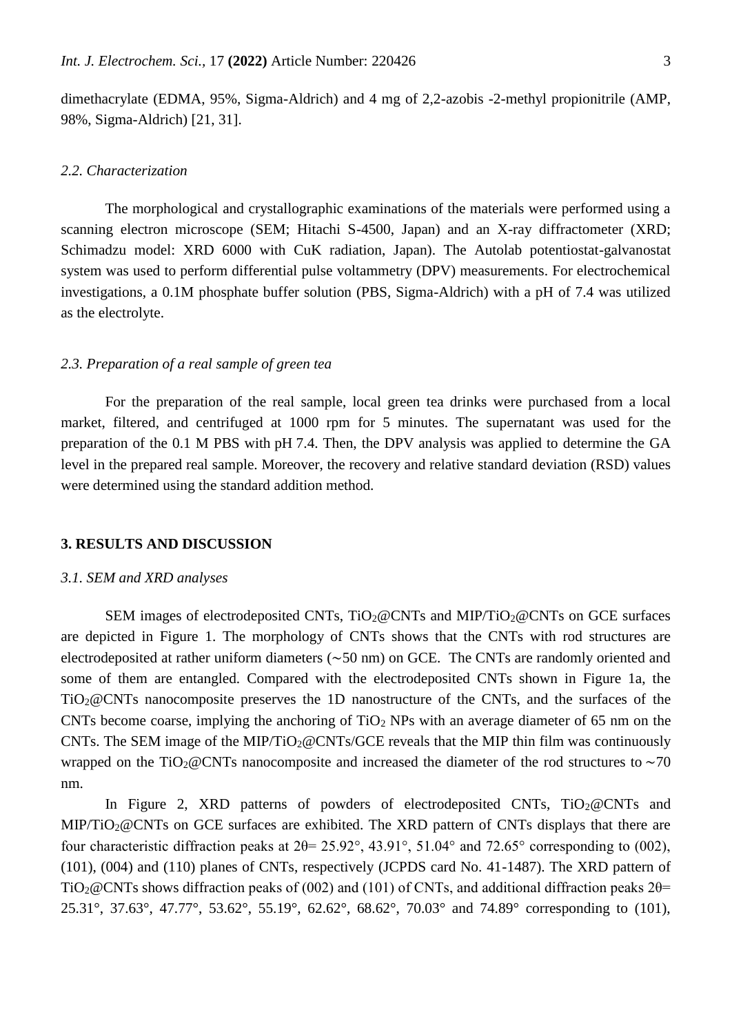dimethacrylate (EDMA, 95%, Sigma-Aldrich) and 4 mg of 2,2-azobis -2-methyl propionitrile (AMP, 98%, Sigma-Aldrich) [21, 31].

### *2.2. Characterization*

The morphological and crystallographic examinations of the materials were performed using a scanning electron microscope (SEM; Hitachi S-4500, Japan) and an X-ray diffractometer (XRD; Schimadzu model: XRD 6000 with CuK radiation, Japan). The Autolab potentiostat-galvanostat system was used to perform differential pulse voltammetry (DPV) measurements. For electrochemical investigations, a 0.1M phosphate buffer solution (PBS, Sigma-Aldrich) with a pH of 7.4 was utilized as the electrolyte.

### *2.3. Preparation of a real sample of green tea*

For the preparation of the real sample, local green tea drinks were purchased from a local market, filtered, and centrifuged at 1000 rpm for 5 minutes. The supernatant was used for the preparation of the 0.1 M PBS with pH 7.4. Then, the DPV analysis was applied to determine the GA level in the prepared real sample. Moreover, the recovery and relative standard deviation (RSD) values were determined using the standard addition method.

## 3. RESULTS AND DISCUSSION

### *3.1. SEM and XRD analyses*

SEM images of electrodeposited CNTs, $TiO_2$@CNTs and MIP/$TiO_2$@CNTs on GCE surfaces are depicted in Figure 1. The morphology of CNTs shows that the CNTs with rod structures are electrodeposited at rather uniform diameters (∼50 nm) on GCE. The CNTs are randomly oriented and some of them are entangled. Compared with the electrodeposited CNTs shown in Figure 1a, the $TiO_2$@CNTs nanocomposite preserves the 1D nanostructure of the CNTs, and the surfaces of the CNTs become coarse, implying the anchoring of $TiO_2$ NPs with an average diameter of 65 nm on the CNTs. The SEM image of the MIP/$TiO_2$@CNTs/GCE reveals that the MIP thin film was continuously wrapped on the $TiO_2$@CNTs nanocomposite and increased the diameter of the rod structures to ∼70 nm.

In Figure 2, XRD patterns of powders of electrodeposited CNTs, $TiO_2$@CNTs and MIP/$TiO_2$@CNTs on GCE surfaces are exhibited. The XRD pattern of CNTs displays that there are four characteristic diffraction peaks at $2\theta$= 25.92°, 43.91°, 51.04° and 72.65° corresponding to (002), (101), (004) and (110) planes of CNTs, respectively (JCPDS card No. 41-1487). The XRD pattern of $TiO_2$@CNTs shows diffraction peaks of (002) and (101) of CNTs, and additional diffraction peaks $2\theta$= 25.31°, 37.63°, 47.77°, 53.62°, 55.19°, 62.62°, 68.62°, 70.03° and 74.89° corresponding to (101),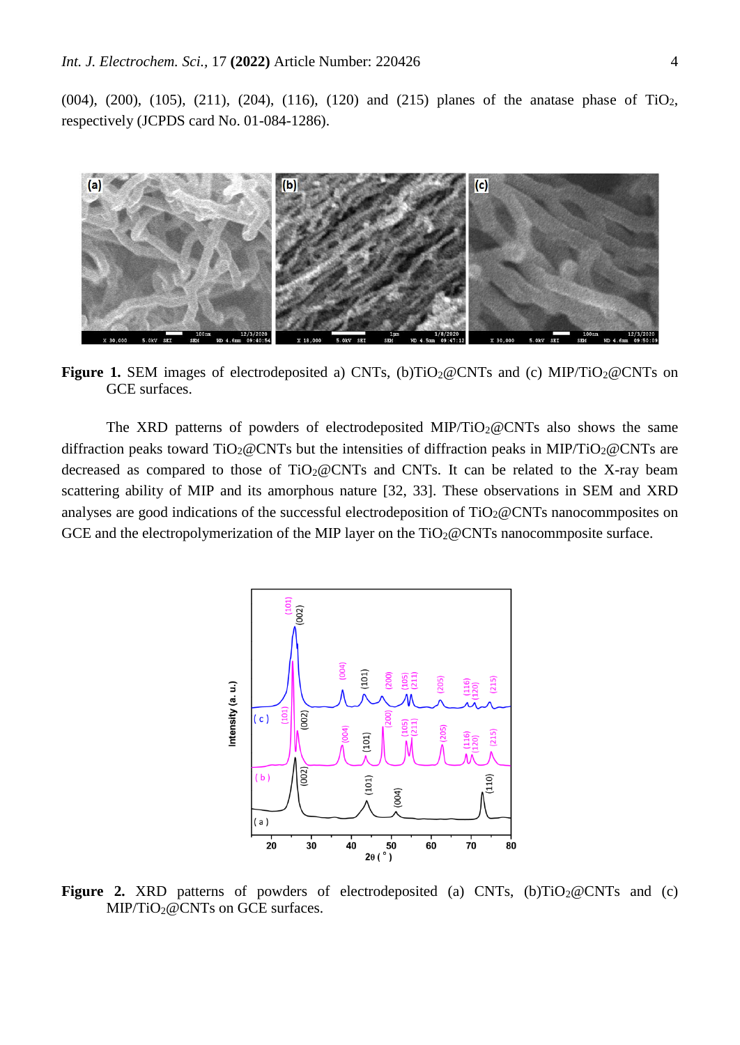(004), (200), (105), (211), (204), (116), (120) and (215) planes of the anatase phase of $TiO_2$, respectively (JCPDS card No. 01-084-1286).

**Figure 1.** SEM images of electrodeposited a) CNTs, (b)$TiO_2$@CNTs and (c) MIP/$TiO_2$@CNTs on GCE surfaces.

The XRD patterns of powders of electrodeposited MIP/$TiO_2$@CNTs also shows the same diffraction peaks toward $TiO_2$@CNTs but the intensities of diffraction peaks in MIP/$TiO_2$@CNTs are decreased as compared to those of $TiO_2$@CNTs and CNTs. It can be related to the X-ray beam scattering ability of MIP and its amorphous nature [32, 33]. These observations in SEM and XRD analyses are good indications of the successful electrodeposition of $TiO_2$@CNTs nanocommposites on GCE and the electropolymerization of the MIP layer on the $TiO_2$@CNTs nanocommposite surface.

**Figure 2.** XRD patterns of powders of electrodeposited (a) CNTs, (b)$TiO_2$@CNTs and (c) MIP/$TiO_2$@CNTs on GCE surfaces.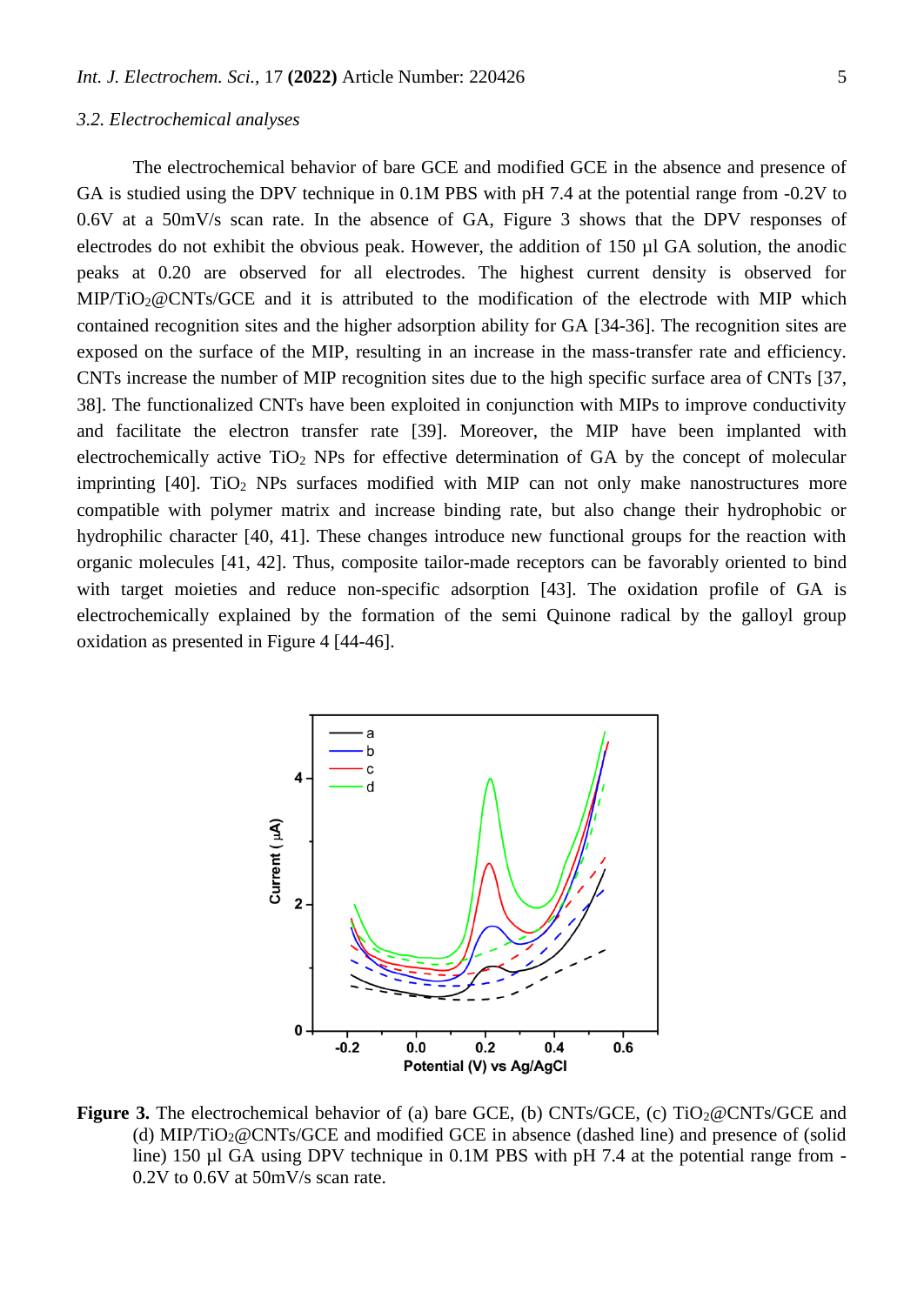### 3.2. Electrochemical analyses

The electrochemical behavior of bare GCE and modified GCE in the absence and presence of GA is studied using the DPV technique in 0.1M PBS with pH 7.4 at the potential range from -0.2V to 0.6V at a 50mV/s scan rate. In the absence of GA, Figure 3 shows that the DPV responses of electrodes do not exhibit the obvious peak. However, the addition of 150 µl GA solution, the anodic peaks at 0.20 are observed for all electrodes. The highest current density is observed for MIP/$TiO_2$@CNTs/GCE and it is attributed to the modification of the electrode with MIP which contained recognition sites and the higher adsorption ability for GA [34-36]. The recognition sites are exposed on the surface of the MIP, resulting in an increase in the mass-transfer rate and efficiency. CNTs increase the number of MIP recognition sites due to the high specific surface area of CNTs [37, 38]. The functionalized CNTs have been exploited in conjunction with MIPs to improve conductivity and facilitate the electron transfer rate [39]. Moreover, the MIP have been implanted with electrochemically active $TiO_2$ NPs for effective determination of GA by the concept of molecular imprinting [40]. $TiO_2$ NPs surfaces modified with MIP can not only make nanostructures more compatible with polymer matrix and increase binding rate, but also change their hydrophobic or hydrophilic character [40, 41]. These changes introduce new functional groups for the reaction with organic molecules [41, 42]. Thus, composite tailor-made receptors can be favorably oriented to bind with target moieties and reduce non-specific adsorption [43]. The oxidation profile of GA is electrochemically explained by the formation of the semi Quinone radical by the galloyl group oxidation as presented in Figure 4 [44-46].

**Figure 3.** The electrochemical behavior of (a) bare GCE, (b) CNTs/GCE, (c) $TiO_2$@CNTs/GCE and (d) MIP/$TiO_2$@CNTs/GCE and modified GCE in absence (dashed line) and presence of (solid line) 150 µl GA using DPV technique in 0.1M PBS with pH 7.4 at the potential range from -0.2V to 0.6V at 50mV/s scan rate.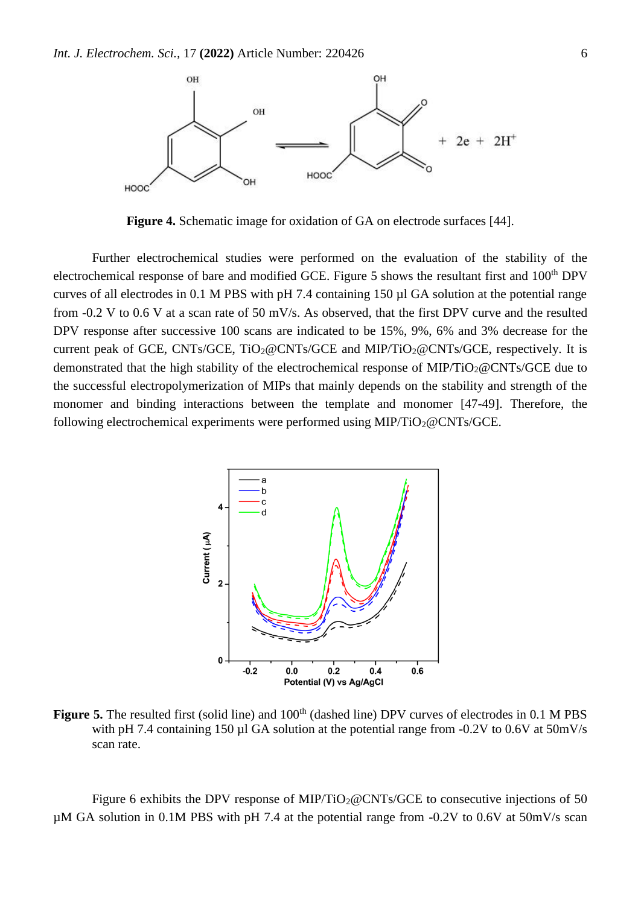**Figure 4.** Schematic image for oxidation of GA on electrode surfaces [44].

Further electrochemical studies were performed on the evaluation of the stability of the electrochemical response of bare and modified GCE. Figure 5 shows the resultant first and 100[th] DPV curves of all electrodes in 0.1 M PBS with pH 7.4 containing 150 µl GA solution at the potential range from -0.2 V to 0.6 V at a scan rate of 50 mV/s. As observed, that the first DPV curve and the resulted DPV response after successive 100 scans are indicated to be 15%, 9%, 6% and 3% decrease for the current peak of GCE, CNTs/GCE, $TiO_2$@CNTs/GCE and MIP/$TiO_2$@CNTs/GCE, respectively. It is demonstrated that the high stability of the electrochemical response of MIP/$TiO_2$@CNTs/GCE due to the successful electropolymerization of MIPs that mainly depends on the stability and strength of the monomer and binding interactions between the template and monomer [47-49]. Therefore, the following electrochemical experiments were performed using MIP/$TiO_2$@CNTs/GCE.

**Figure 5.** The resulted first (solid line) and 100[th] (dashed line) DPV curves of electrodes in 0.1 M PBS with pH 7.4 containing 150 µl GA solution at the potential range from -0.2V to 0.6V at 50mV/s scan rate.

Figure 6 exhibits the DPV response of MIP/$TiO_2$@CNTs/GCE to consecutive injections of 50 µM GA solution in 0.1M PBS with pH 7.4 at the potential range from -0.2V to 0.6V at 50mV/s scan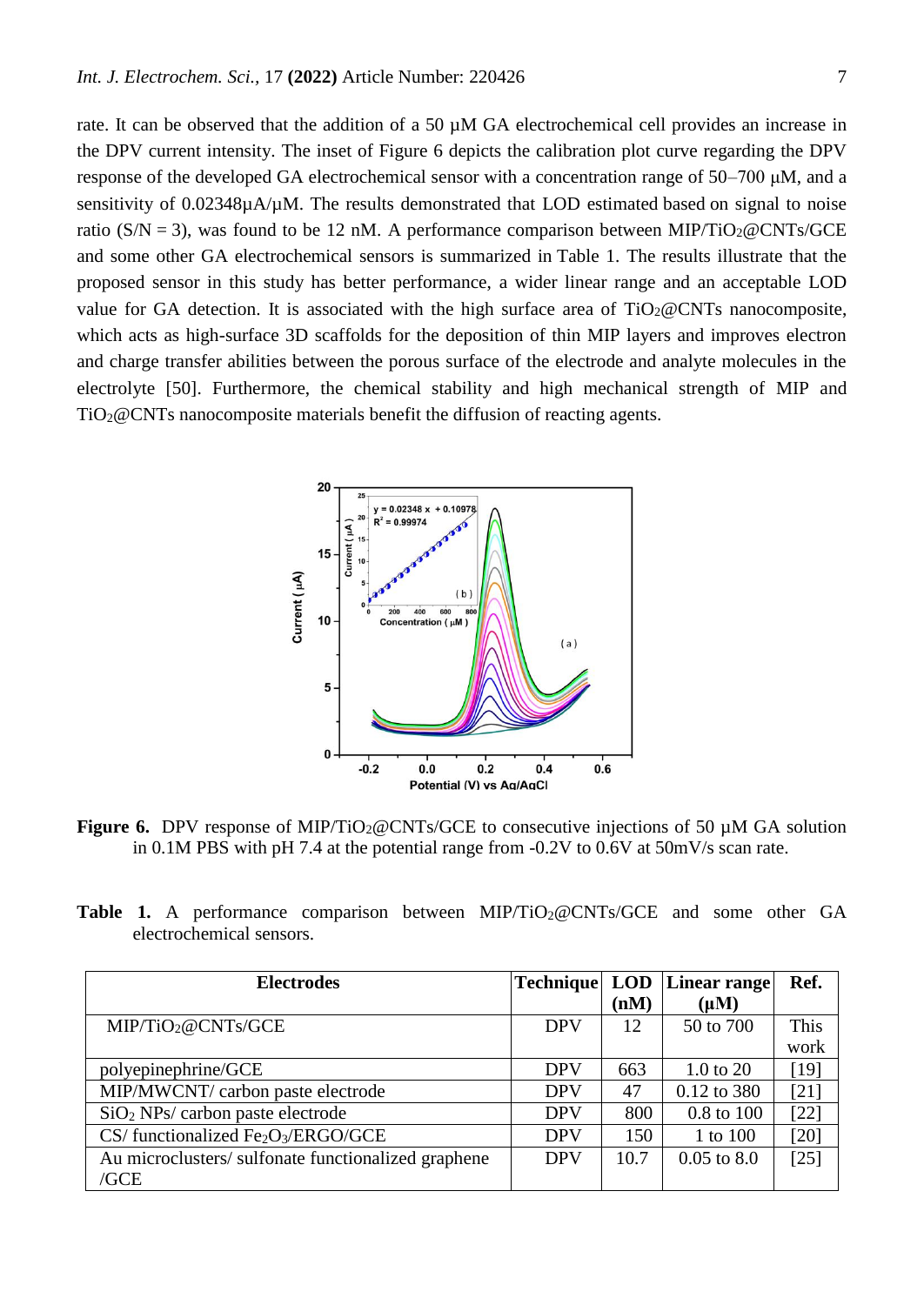rate. It can be observed that the addition of a 50 µM GA electrochemical cell provides an increase in the DPV current intensity. The inset of Figure 6 depicts the calibration plot curve regarding the DPV response of the developed GA electrochemical sensor with a concentration range of 50–700 µM, and a sensitivity of 0.02348µA/µM. The results demonstrated that LOD estimated based on signal to noise ratio (S/N = 3), was found to be 12 nM. A performance comparison between MIP/$TiO_2$@CNTs/GCE and some other GA electrochemical sensors is summarized in Table 1. The results illustrate that the proposed sensor in this study has better performance, a wider linear range and an acceptable LOD value for GA detection. It is associated with the high surface area of $TiO_2$@CNTs nanocomposite, which acts as high-surface 3D scaffolds for the deposition of thin MIP layers and improves electron and charge transfer abilities between the porous surface of the electrode and analyte molecules in the electrolyte [50]. Furthermore, the chemical stability and high mechanical strength of MIP and $TiO_2$@CNTs nanocomposite materials benefit the diffusion of reacting agents.

**Figure 6.** DPV response of MIP/$TiO_2$@CNTs/GCE to consecutive injections of 50 µM GA solution in 0.1M PBS with pH 7.4 at the potential range from -0.2V to 0.6V at 50mV/s scan rate.

**Table 1.** A performance comparison between MIP/$TiO_2$@CNTs/GCE and some other GA electrochemical sensors.

| Electrodes | Technique | LOD (nM) | Linear range (µM) | Ref. |
|---|---|---|---|---|
| MIP/$TiO_2$@CNTs/GCE | DPV | 12 | 50 to 700 | This work |
| polyepinephrine/GCE | DPV | 663 | 1.0 to 20 | [19] |
| MIP/MWCNT/ carbon paste electrode | DPV | 47 | 0.12 to 380 | [21] |
| $SiO_2$ NPs/ carbon paste electrode | DPV | 800 | 0.8 to 100 | [22] |
| CS/ functionalized $Fe_2O_3$/ERGO/GCE | DPV | 150 | 1 to 100 | [20] |
| Au microclusters/ sulfonate functionalized graphene /GCE | DPV | 10.7 | 0.05 to 8.0 | [25] |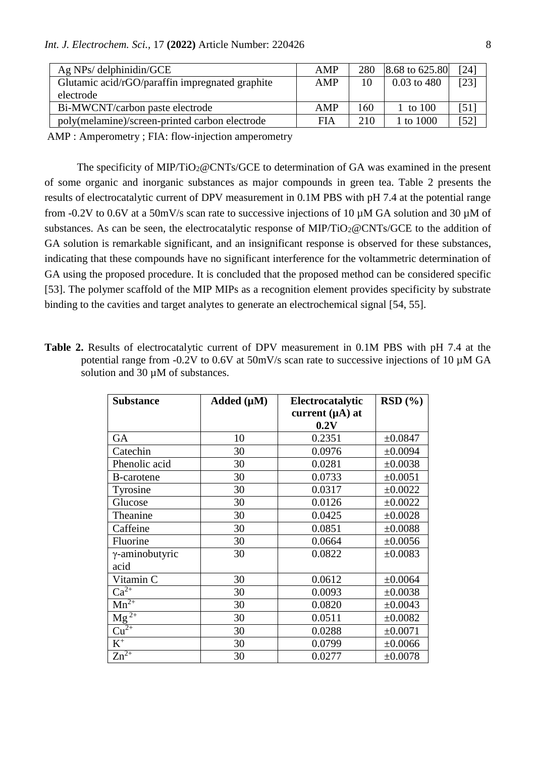| Ag NPs/ delphinidin/GCE | AMP | 280 | 8.68 to 625.80 | [24] |
|---|---|---|---|---|
| Glutamic acid/rGO/paraffin impregnated graphite electrode | AMP | 10 | 0.03 to 480 | [23] |
| Bi-MWCNT/carbon paste electrode | AMP | 160 | 1 to 100 | [51] |
| poly(melamine)/screen-printed carbon electrode | FIA | 210 | 1 to 1000 | [52] |

AMP : Amperometry ; FIA: flow-injection amperometry

The specificity of MIP/$TiO_2$@CNTs/GCE to determination of GA was examined in the present of some organic and inorganic substances as major compounds in green tea. Table 2 presents the results of electrocatalytic current of DPV measurement in 0.1M PBS with pH 7.4 at the potential range from -0.2V to 0.6V at a 50mV/s scan rate to successive injections of 10 µM GA solution and 30 µM of substances. As can be seen, the electrocatalytic response of MIP/$TiO_2$@CNTs/GCE to the addition of GA solution is remarkable significant, and an insignificant response is observed for these substances, indicating that these compounds have no significant interference for the voltammetric determination of GA using the proposed procedure. It is concluded that the proposed method can be considered specific [53]. The polymer scaffold of the MIP MIPs as a recognition element provides specificity by substrate binding to the cavities and target analytes to generate an electrochemical signal [54, 55].

**Table 2.** Results of electrocatalytic current of DPV measurement in 0.1M PBS with pH 7.4 at the potential range from -0.2V to 0.6V at 50mV/s scan rate to successive injections of 10 µM GA solution and 30 µM of substances.

| Substance | Added (µM) | Electrocatalytic current (µA) at 0.2V | RSD (%) |
|---|---|---|---|
| GA | 10 | 0.2351 | ±0.0847 |
| Catechin | 30 | 0.0976 | ±0.0094 |
| Phenolic acid | 30 | 0.0281 | ±0.0038 |
| B-carotene | 30 | 0.0733 | ±0.0051 |
| Tyrosine | 30 | 0.0317 | ±0.0022 |
| Glucose | 30 | 0.0126 | ±0.0022 |
| Theanine | 30 | 0.0425 | ±0.0028 |
| Caffeine | 30 | 0.0851 | ±0.0088 |
| Fluorine | 30 | 0.0664 | ±0.0056 |
| γ-aminobutyric acid | 30 | 0.0822 | ±0.0083 |
| Vitamin C | 30 | 0.0612 | ±0.0064 |
| $Ca^{2+}$ | 30 | 0.0093 | ±0.0038 |
| $Mn^{2+}$ | 30 | 0.0820 | ±0.0043 |
| $Mg^{2+}$ | 30 | 0.0511 | ±0.0082 |
| $Cu^{2+}$ | 30 | 0.0288 | ±0.0071 |
| $K^{+}$ | 30 | 0.0799 | ±0.0066 |
| $Zn^{2+}$ | 30 | 0.0277 | ±0.0078 |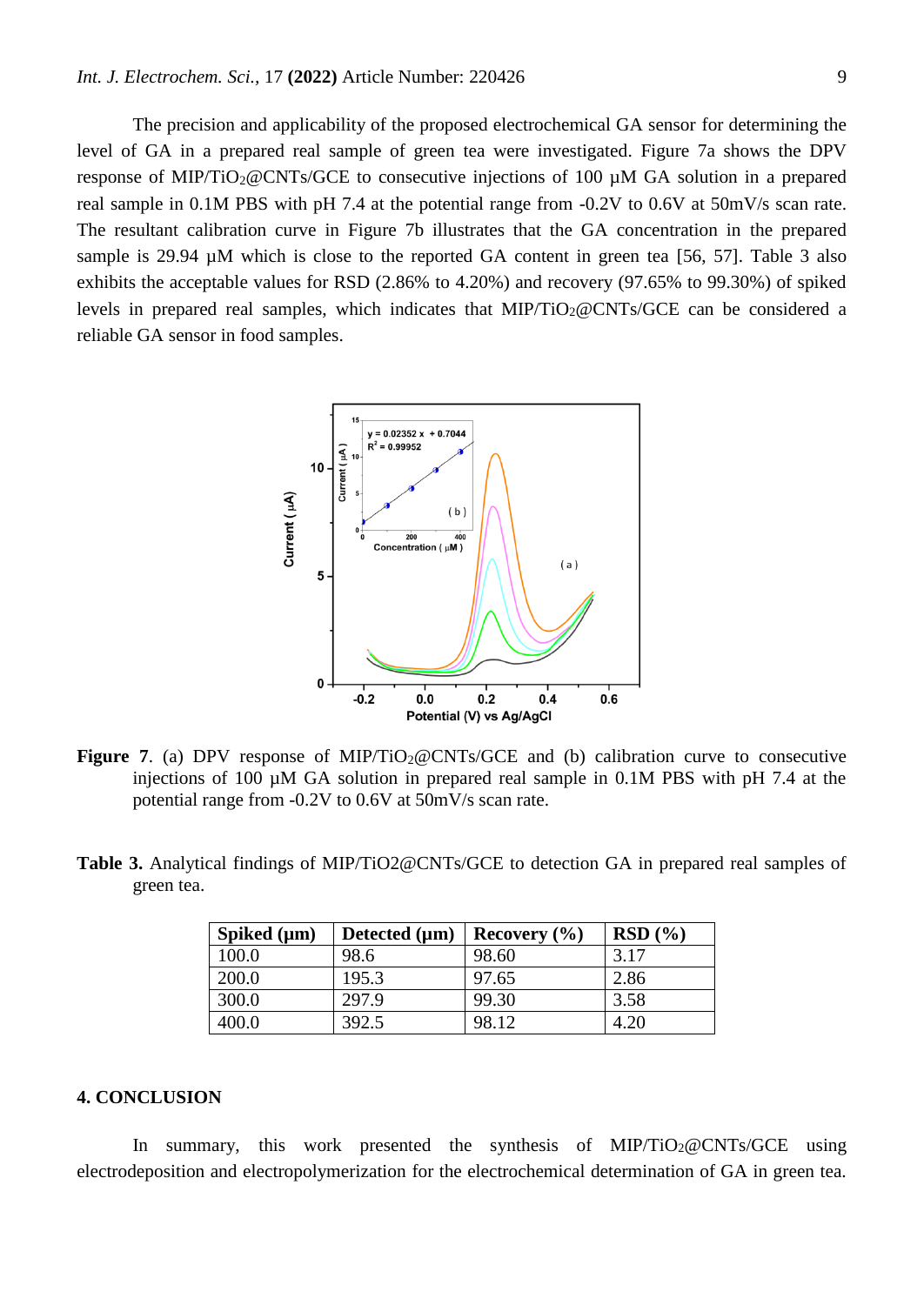The precision and applicability of the proposed electrochemical GA sensor for determining the level of GA in a prepared real sample of green tea were investigated. Figure 7a shows the DPV response of MIP/$TiO_2$@CNTs/GCE to consecutive injections of 100 µM GA solution in a prepared real sample in 0.1M PBS with pH 7.4 at the potential range from -0.2V to 0.6V at 50mV/s scan rate. The resultant calibration curve in Figure 7b illustrates that the GA concentration in the prepared sample is 29.94 µM which is close to the reported GA content in green tea [56, 57]. Table 3 also exhibits the acceptable values for RSD (2.86% to 4.20%) and recovery (97.65% to 99.30%) of spiked levels in prepared real samples, which indicates that MIP/$TiO_2$@CNTs/GCE can be considered a reliable GA sensor in food samples.

**Figure 7**. (a) DPV response of MIP/$TiO_2$@CNTs/GCE and (b) calibration curve to consecutive injections of 100 µM GA solution in prepared real sample in 0.1M PBS with pH 7.4 at the potential range from -0.2V to 0.6V at 50mV/s scan rate.

**Table 3.** Analytical findings of MIP/TiO2@CNTs/GCE to detection GA in prepared real samples of green tea.

| Spiked (µm) | Detected (µm) | Recovery (%) | RSD (%) |
|---|---|---|---|
| 100.0 | 98.6 | 98.60 | 3.17 |
| 200.0 | 195.3 | 97.65 | 2.86 |
| 300.0 | 297.9 | 99.30 | 3.58 |
| 400.0 | 392.5 | 98.12 | 4.20 |

## 4. CONCLUSION

In summary, this work presented the synthesis of MIP/$TiO_2$@CNTs/GCE using electrodeposition and electropolymerization for the electrochemical determination of GA in green tea.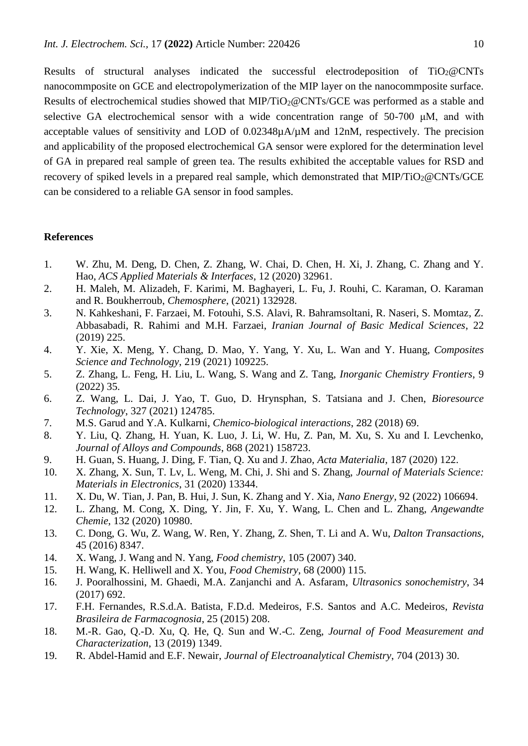Results of structural analyses indicated the successful electrodeposition of $TiO_2$@CNTs nanocommposite on GCE and electropolymerization of the MIP layer on the nanocommposite surface. Results of electrochemical studies showed that MIP/$TiO_2$@CNTs/GCE was performed as a stable and selective GA electrochemical sensor with a wide concentration range of 50-700 μM, and with acceptable values of sensitivity and LOD of 0.02348μA/μM and 12nM, respectively. The precision and applicability of the proposed electrochemical GA sensor were explored for the determination level of GA in prepared real sample of green tea. The results exhibited the acceptable values for RSD and recovery of spiked levels in a prepared real sample, which demonstrated that MIP/$TiO_2$@CNTs/GCE can be considered to a reliable GA sensor in food samples.

## References

1. W. Zhu, M. Deng, D. Chen, Z. Zhang, W. Chai, D. Chen, H. Xi, J. Zhang, C. Zhang and Y. Hao, *ACS Applied Materials & Interfaces*, 12 (2020) 32961.
2. H. Maleh, M. Alizadeh, F. Karimi, M. Baghayeri, L. Fu, J. Rouhi, C. Karaman, O. Karaman and R. Boukherroub, *Chemosphere*, (2021) 132928.
3. N. Kahkeshani, F. Farzaei, M. Fotouhi, S.S. Alavi, R. Bahramsoltani, R. Naseri, S. Momtaz, Z. Abbasabadi, R. Rahimi and M.H. Farzaei, *Iranian Journal of Basic Medical Sciences*, 22 (2019) 225.
4. Y. Xie, X. Meng, Y. Chang, D. Mao, Y. Yang, Y. Xu, L. Wan and Y. Huang, *Composites Science and Technology*, 219 (2021) 109225.
5. Z. Zhang, L. Feng, H. Liu, L. Wang, S. Wang and Z. Tang, *Inorganic Chemistry Frontiers*, 9 (2022) 35.
6. Z. Wang, L. Dai, J. Yao, T. Guo, D. Hrynsphan, S. Tatsiana and J. Chen, *Bioresource Technology*, 327 (2021) 124785.
7. M.S. Garud and Y.A. Kulkarni, *Chemico-biological interactions*, 282 (2018) 69.
8. Y. Liu, Q. Zhang, H. Yuan, K. Luo, J. Li, W. Hu, Z. Pan, M. Xu, S. Xu and I. Levchenko, *Journal of Alloys and Compounds*, 868 (2021) 158723.
9. H. Guan, S. Huang, J. Ding, F. Tian, Q. Xu and J. Zhao, *Acta Materialia*, 187 (2020) 122.
10. X. Zhang, X. Sun, T. Lv, L. Weng, M. Chi, J. Shi and S. Zhang, *Journal of Materials Science: Materials in Electronics*, 31 (2020) 13344.
11. X. Du, W. Tian, J. Pan, B. Hui, J. Sun, K. Zhang and Y. Xia, *Nano Energy*, 92 (2022) 106694.
12. L. Zhang, M. Cong, X. Ding, Y. Jin, F. Xu, Y. Wang, L. Chen and L. Zhang, *Angewandte Chemie*, 132 (2020) 10980.
13. C. Dong, G. Wu, Z. Wang, W. Ren, Y. Zhang, Z. Shen, T. Li and A. Wu, *Dalton Transactions*, 45 (2016) 8347.
14. X. Wang, J. Wang and N. Yang, *Food chemistry*, 105 (2007) 340.
15. H. Wang, K. Helliwell and X. You, *Food Chemistry*, 68 (2000) 115.
16. J. Pooralhossini, M. Ghaedi, M.A. Zanjanchi and A. Asfaram, *Ultrasonics sonochemistry*, 34 (2017) 692.
17. F.H. Fernandes, R.S.d.A. Batista, F.D.d. Medeiros, F.S. Santos and A.C. Medeiros, *Revista Brasileira de Farmacognosia*, 25 (2015) 208.
18. M.-R. Gao, Q.-D. Xu, Q. He, Q. Sun and W.-C. Zeng, *Journal of Food Measurement and Characterization*, 13 (2019) 1349.
19. R. Abdel-Hamid and E.F. Newair, *Journal of Electroanalytical Chemistry*, 704 (2013) 30.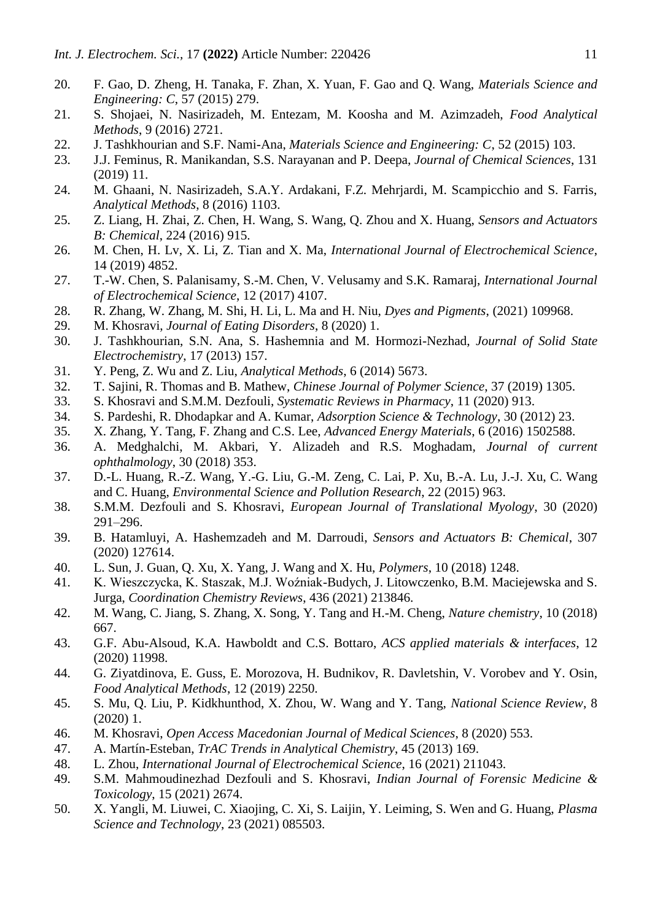20. F. Gao, D. Zheng, H. Tanaka, F. Zhan, X. Yuan, F. Gao and Q. Wang, *Materials Science and Engineering: C*, 57 (2015) 279.
21. S. Shojaei, N. Nasirizadeh, M. Entezam, M. Koosha and M. Azimzadeh, *Food Analytical Methods*, 9 (2016) 2721.
22. J. Tashkhourian and S.F. Nami-Ana, *Materials Science and Engineering: C*, 52 (2015) 103.
23. J.J. Feminus, R. Manikandan, S.S. Narayanan and P. Deepa, *Journal of Chemical Sciences*, 131 (2019) 11.
24. M. Ghaani, N. Nasirizadeh, S.A.Y. Ardakani, F.Z. Mehrjardi, M. Scampicchio and S. Farris, *Analytical Methods*, 8 (2016) 1103.
25. Z. Liang, H. Zhai, Z. Chen, H. Wang, S. Wang, Q. Zhou and X. Huang, *Sensors and Actuators B: Chemical*, 224 (2016) 915.
26. M. Chen, H. Lv, X. Li, Z. Tian and X. Ma, *International Journal of Electrochemical Science*, 14 (2019) 4852.
27. T.-W. Chen, S. Palanisamy, S.-M. Chen, V. Velusamy and S.K. Ramaraj, *International Journal of Electrochemical Science*, 12 (2017) 4107.
28. R. Zhang, W. Zhang, M. Shi, H. Li, L. Ma and H. Niu, *Dyes and Pigments*, (2021) 109968.
29. M. Khosravi, *Journal of Eating Disorders*, 8 (2020) 1.
30. J. Tashkhourian, S.N. Ana, S. Hashemnia and M. Hormozi-Nezhad, *Journal of Solid State Electrochemistry*, 17 (2013) 157.
31. Y. Peng, Z. Wu and Z. Liu, *Analytical Methods*, 6 (2014) 5673.
32. T. Sajini, R. Thomas and B. Mathew, *Chinese Journal of Polymer Science*, 37 (2019) 1305.
33. S. Khosravi and S.M.M. Dezfouli, *Systematic Reviews in Pharmacy*, 11 (2020) 913.
34. S. Pardeshi, R. Dhodapkar and A. Kumar, *Adsorption Science & Technology*, 30 (2012) 23.
35. X. Zhang, Y. Tang, F. Zhang and C.S. Lee, *Advanced Energy Materials*, 6 (2016) 1502588.
36. A. Medghalchi, M. Akbari, Y. Alizadeh and R.S. Moghadam, *Journal of current ophthalmology*, 30 (2018) 353.
37. D.-L. Huang, R.-Z. Wang, Y.-G. Liu, G.-M. Zeng, C. Lai, P. Xu, B.-A. Lu, J.-J. Xu, C. Wang and C. Huang, *Environmental Science and Pollution Research*, 22 (2015) 963.
38. S.M.M. Dezfouli and S. Khosravi, *European Journal of Translational Myology*, 30 (2020) 291–296.
39. B. Hatamluyi, A. Hashemzadeh and M. Darroudi, *Sensors and Actuators B: Chemical*, 307 (2020) 127614.
40. L. Sun, J. Guan, Q. Xu, X. Yang, J. Wang and X. Hu, *Polymers*, 10 (2018) 1248.
41. K. Wieszczycka, K. Staszak, M.J. Woźniak-Budych, J. Litowczenko, B.M. Maciejewska and S. Jurga, *Coordination Chemistry Reviews*, 436 (2021) 213846.
42. M. Wang, C. Jiang, S. Zhang, X. Song, Y. Tang and H.-M. Cheng, *Nature chemistry*, 10 (2018) 667.
43. G.F. Abu-Alsoud, K.A. Hawboldt and C.S. Bottaro, *ACS applied materials & interfaces*, 12 (2020) 11998.
44. G. Ziyatdinova, E. Guss, E. Morozova, H. Budnikov, R. Davletshin, V. Vorobev and Y. Osin, *Food Analytical Methods*, 12 (2019) 2250.
45. S. Mu, Q. Liu, P. Kidkhunthod, X. Zhou, W. Wang and Y. Tang, *National Science Review*, 8 (2020) 1.
46. M. Khosravi, *Open Access Macedonian Journal of Medical Sciences*, 8 (2020) 553.
47. A. Martín-Esteban, *TrAC Trends in Analytical Chemistry*, 45 (2013) 169.
48. L. Zhou, *International Journal of Electrochemical Science*, 16 (2021) 211043.
49. S.M. Mahmoudinezhad Dezfouli and S. Khosravi, *Indian Journal of Forensic Medicine & Toxicology*, 15 (2021) 2674.
50. X. Yangli, M. Liuwei, C. Xiaojing, C. Xi, S. Laijin, Y. Leiming, S. Wen and G. Huang, *Plasma Science and Technology*, 23 (2021) 085503.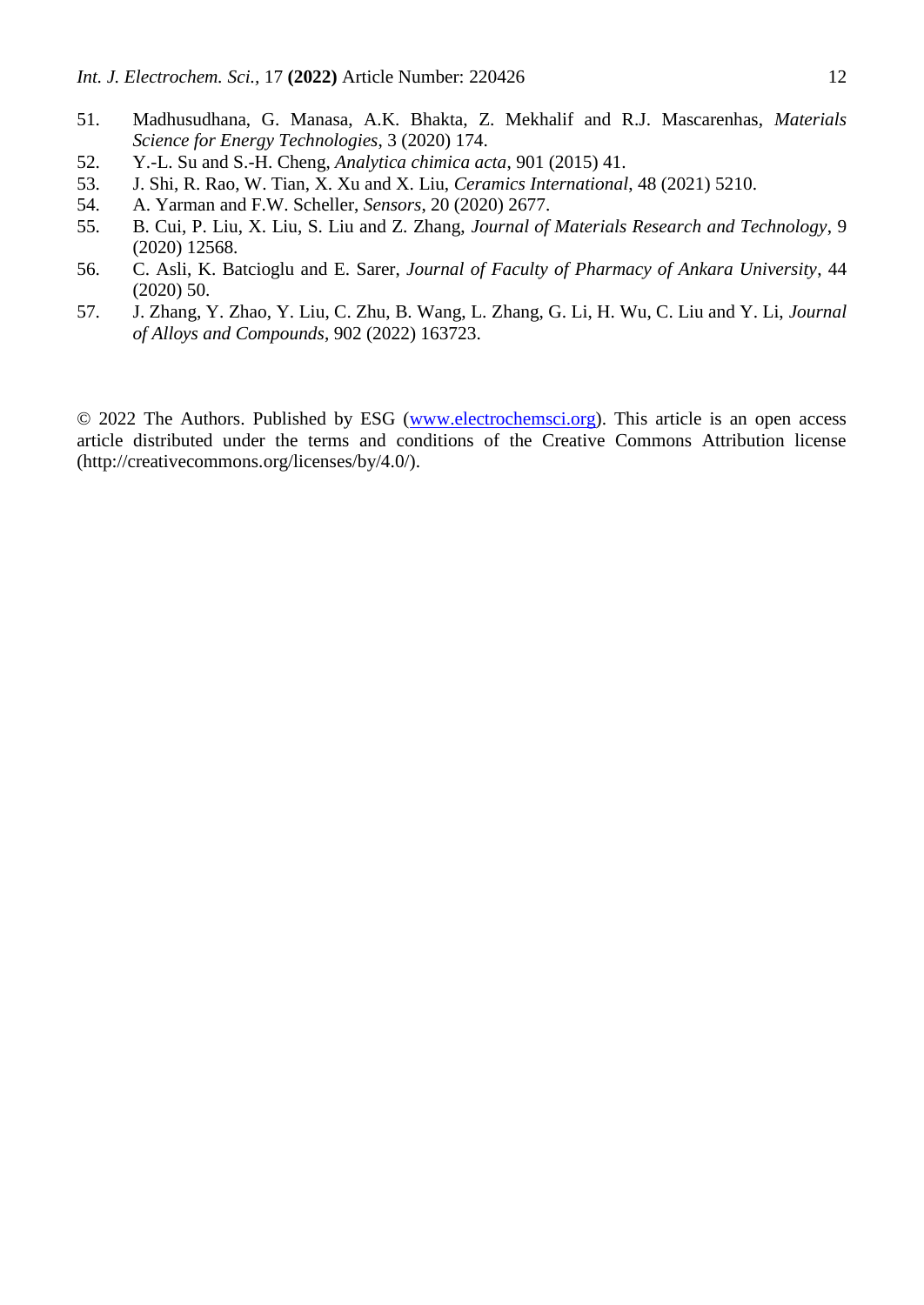51. Madhusudhana, G. Manasa, A.K. Bhakta, Z. Mekhalif and R.J. Mascarenhas, *Materials Science for Energy Technologies*, 3 (2020) 174.
52. Y.-L. Su and S.-H. Cheng, *Analytica chimica acta*, 901 (2015) 41.
53. J. Shi, R. Rao, W. Tian, X. Xu and X. Liu, *Ceramics International*, 48 (2021) 5210.
54. A. Yarman and F.W. Scheller, *Sensors*, 20 (2020) 2677.
55. B. Cui, P. Liu, X. Liu, S. Liu and Z. Zhang, *Journal of Materials Research and Technology*, 9 (2020) 12568.
56. C. Asli, K. Batcioglu and E. Sarer, *Journal of Faculty of Pharmacy of Ankara University*, 44 (2020) 50.
57. J. Zhang, Y. Zhao, Y. Liu, C. Zhu, B. Wang, L. Zhang, G. Li, H. Wu, C. Liu and Y. Li, *Journal of Alloys and Compounds*, 902 (2022) 163723.

© 2022 The Authors. Published by ESG (www.electrochemsci.org). This article is an open access article distributed under the terms and conditions of the Creative Commons Attribution license (http://creativecommons.org/licenses/by/4.0/).